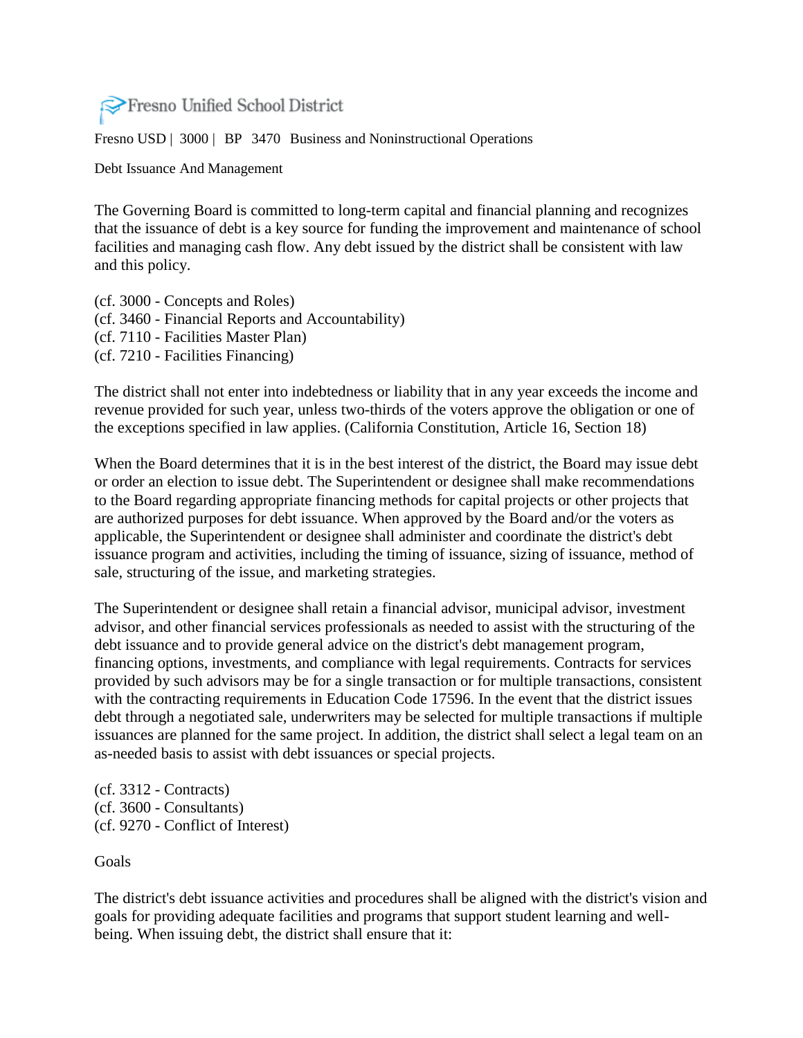Fresno Unified School District

Fresno USD | 3000 | BP 3470 Business and Noninstructional Operations

# Debt Issuance And Management

The Governing Board is committed to long-term capital and financial planning and recognizes that the issuance of debt is a key source for funding the improvement and maintenance of school facilities and managing cash flow. Any debt issued by the district shall be consistent with law and this policy.

(cf. 3000 - Concepts and Roles)
(cf. 3460 - Financial Reports and Accountability)
(cf. 7110 - Facilities Master Plan)
(cf. 7210 - Facilities Financing)

The district shall not enter into indebtedness or liability that in any year exceeds the income and revenue provided for such year, unless two-thirds of the voters approve the obligation or one of the exceptions specified in law applies. (California Constitution, Article 16, Section 18)

When the Board determines that it is in the best interest of the district, the Board may issue debt or order an election to issue debt. The Superintendent or designee shall make recommendations to the Board regarding appropriate financing methods for capital projects or other projects that are authorized purposes for debt issuance. When approved by the Board and/or the voters as applicable, the Superintendent or designee shall administer and coordinate the district's debt issuance program and activities, including the timing of issuance, sizing of issuance, method of sale, structuring of the issue, and marketing strategies.

The Superintendent or designee shall retain a financial advisor, municipal advisor, investment advisor, and other financial services professionals as needed to assist with the structuring of the debt issuance and to provide general advice on the district's debt management program, financing options, investments, and compliance with legal requirements. Contracts for services provided by such advisors may be for a single transaction or for multiple transactions, consistent with the contracting requirements in Education Code 17596. In the event that the district issues debt through a negotiated sale, underwriters may be selected for multiple transactions if multiple issuances are planned for the same project. In addition, the district shall select a legal team on an as-needed basis to assist with debt issuances or special projects.

(cf. 3312 - Contracts)
(cf. 3600 - Consultants)
(cf. 9270 - Conflict of Interest)

## Goals

The district's debt issuance activities and procedures shall be aligned with the district's vision and goals for providing adequate facilities and programs that support student learning and well-being. When issuing debt, the district shall ensure that it: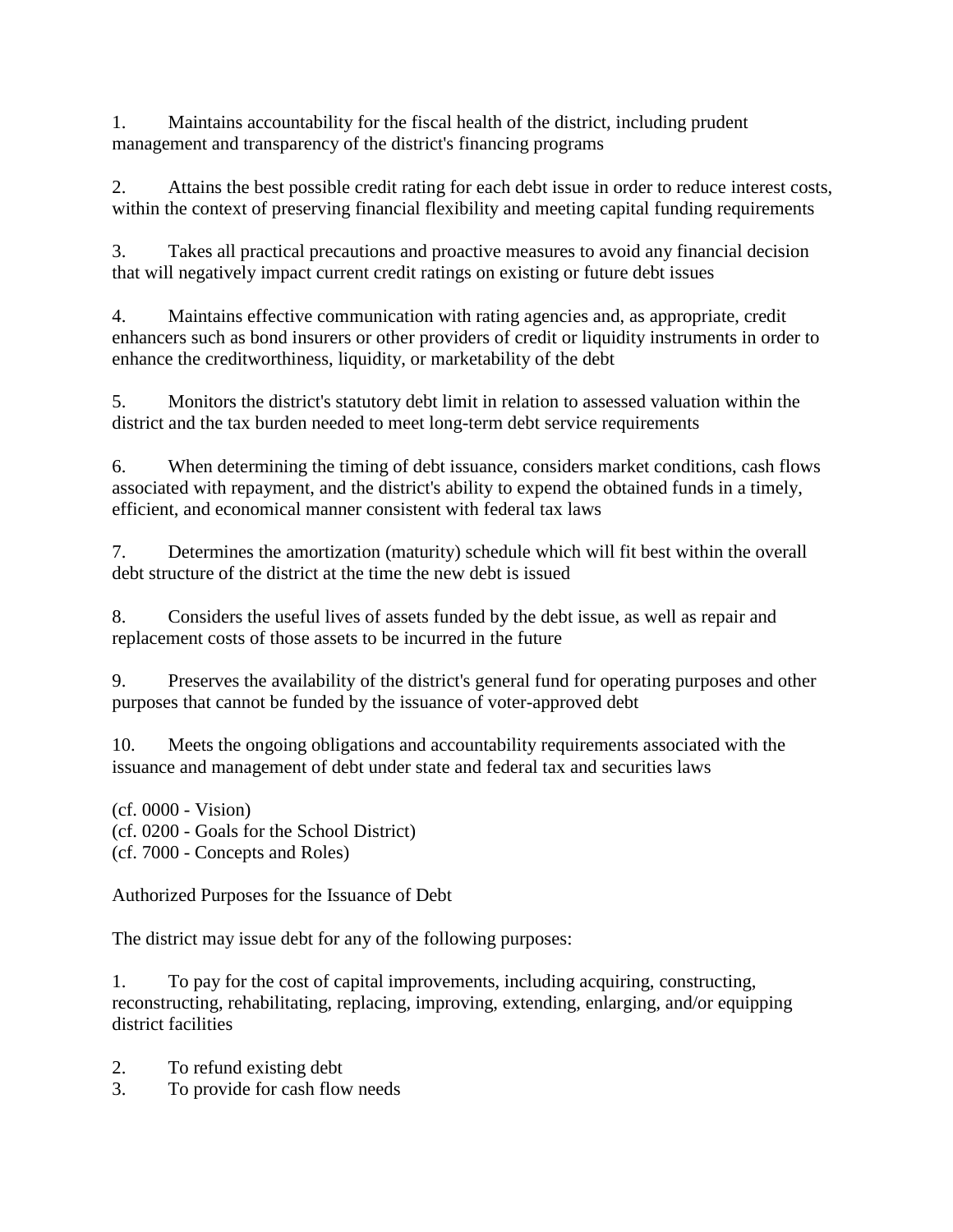1. Maintains accountability for the fiscal health of the district, including prudent management and transparency of the district's financing programs

2. Attains the best possible credit rating for each debt issue in order to reduce interest costs, within the context of preserving financial flexibility and meeting capital funding requirements

3. Takes all practical precautions and proactive measures to avoid any financial decision that will negatively impact current credit ratings on existing or future debt issues

4. Maintains effective communication with rating agencies and, as appropriate, credit enhancers such as bond insurers or other providers of credit or liquidity instruments in order to enhance the creditworthiness, liquidity, or marketability of the debt

5. Monitors the district's statutory debt limit in relation to assessed valuation within the district and the tax burden needed to meet long-term debt service requirements

6. When determining the timing of debt issuance, considers market conditions, cash flows associated with repayment, and the district's ability to expend the obtained funds in a timely, efficient, and economical manner consistent with federal tax laws

7. Determines the amortization (maturity) schedule which will fit best within the overall debt structure of the district at the time the new debt is issued

8. Considers the useful lives of assets funded by the debt issue, as well as repair and replacement costs of those assets to be incurred in the future

9. Preserves the availability of the district's general fund for operating purposes and other purposes that cannot be funded by the issuance of voter-approved debt

10. Meets the ongoing obligations and accountability requirements associated with the issuance and management of debt under state and federal tax and securities laws

(cf. 0000 - Vision)
(cf. 0200 - Goals for the School District)
(cf. 7000 - Concepts and Roles)

Authorized Purposes for the Issuance of Debt

The district may issue debt for any of the following purposes:

1. To pay for the cost of capital improvements, including acquiring, constructing, reconstructing, rehabilitating, replacing, improving, extending, enlarging, and/or equipping district facilities

2. To refund existing debt
3. To provide for cash flow needs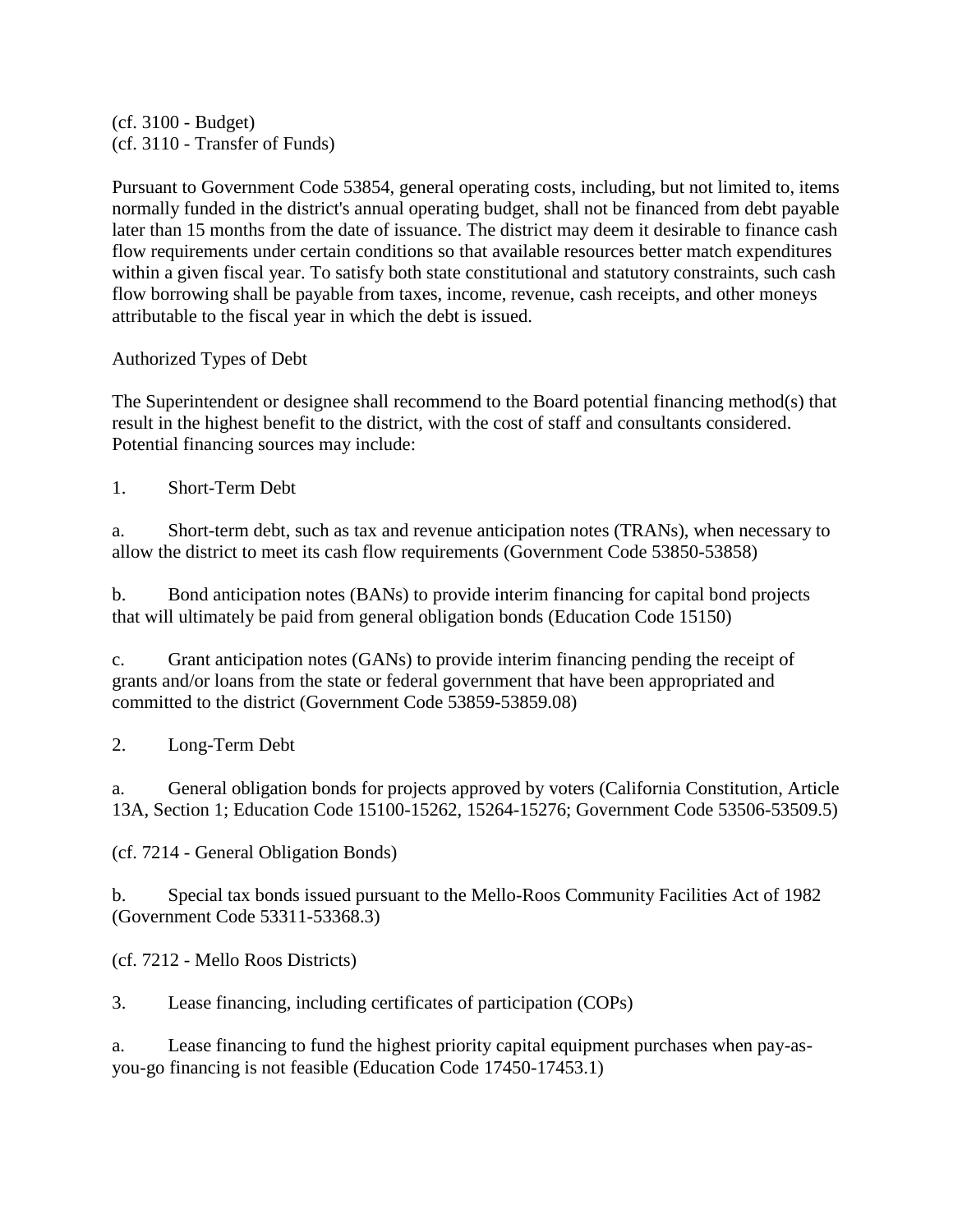(cf. 3100 - Budget)
(cf. 3110 - Transfer of Funds)

Pursuant to Government Code 53854, general operating costs, including, but not limited to, items normally funded in the district's annual operating budget, shall not be financed from debt payable later than 15 months from the date of issuance. The district may deem it desirable to finance cash flow requirements under certain conditions so that available resources better match expenditures within a given fiscal year. To satisfy both state constitutional and statutory constraints, such cash flow borrowing shall be payable from taxes, income, revenue, cash receipts, and other moneys attributable to the fiscal year in which the debt is issued.

Authorized Types of Debt

The Superintendent or designee shall recommend to the Board potential financing method(s) that result in the highest benefit to the district, with the cost of staff and consultants considered. Potential financing sources may include:

1. Short-Term Debt

a. Short-term debt, such as tax and revenue anticipation notes (TRANs), when necessary to allow the district to meet its cash flow requirements (Government Code 53850-53858)

b. Bond anticipation notes (BANs) to provide interim financing for capital bond projects that will ultimately be paid from general obligation bonds (Education Code 15150)

c. Grant anticipation notes (GANs) to provide interim financing pending the receipt of grants and/or loans from the state or federal government that have been appropriated and committed to the district (Government Code 53859-53859.08)

2. Long-Term Debt

a. General obligation bonds for projects approved by voters (California Constitution, Article 13A, Section 1; Education Code 15100-15262, 15264-15276; Government Code 53506-53509.5)

(cf. 7214 - General Obligation Bonds)

b. Special tax bonds issued pursuant to the Mello-Roos Community Facilities Act of 1982 (Government Code 53311-53368.3)

(cf. 7212 - Mello Roos Districts)

3. Lease financing, including certificates of participation (COPs)

a. Lease financing to fund the highest priority capital equipment purchases when pay-as-you-go financing is not feasible (Education Code 17450-17453.1)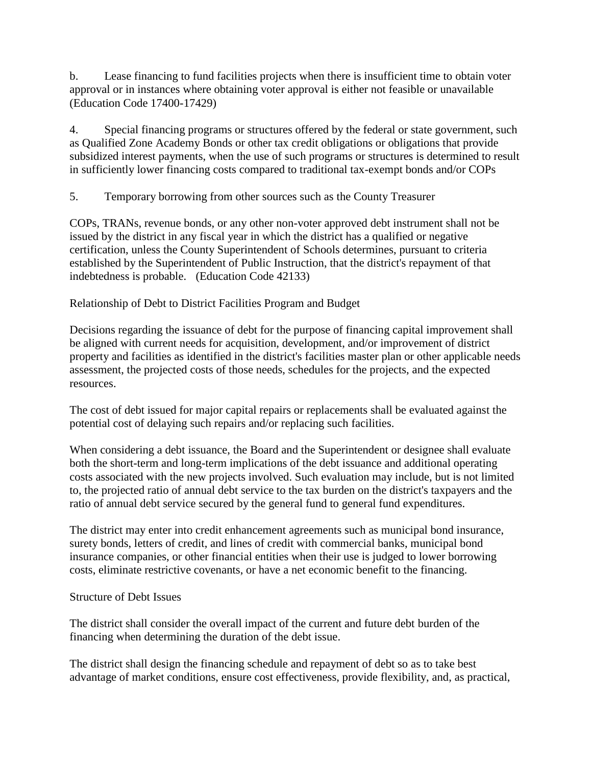b. Lease financing to fund facilities projects when there is insufficient time to obtain voter approval or in instances where obtaining voter approval is either not feasible or unavailable (Education Code 17400-17429)

4. Special financing programs or structures offered by the federal or state government, such as Qualified Zone Academy Bonds or other tax credit obligations or obligations that provide subsidized interest payments, when the use of such programs or structures is determined to result in sufficiently lower financing costs compared to traditional tax-exempt bonds and/or COPs

5. Temporary borrowing from other sources such as the County Treasurer

COPs, TRANs, revenue bonds, or any other non-voter approved debt instrument shall not be issued by the district in any fiscal year in which the district has a qualified or negative certification, unless the County Superintendent of Schools determines, pursuant to criteria established by the Superintendent of Public Instruction, that the district's repayment of that indebtedness is probable. (Education Code 42133)

## Relationship of Debt to District Facilities Program and Budget

Decisions regarding the issuance of debt for the purpose of financing capital improvement shall be aligned with current needs for acquisition, development, and/or improvement of district property and facilities as identified in the district's facilities master plan or other applicable needs assessment, the projected costs of those needs, schedules for the projects, and the expected resources.

The cost of debt issued for major capital repairs or replacements shall be evaluated against the potential cost of delaying such repairs and/or replacing such facilities.

When considering a debt issuance, the Board and the Superintendent or designee shall evaluate both the short-term and long-term implications of the debt issuance and additional operating costs associated with the new projects involved. Such evaluation may include, but is not limited to, the projected ratio of annual debt service to the tax burden on the district's taxpayers and the ratio of annual debt service secured by the general fund to general fund expenditures.

The district may enter into credit enhancement agreements such as municipal bond insurance, surety bonds, letters of credit, and lines of credit with commercial banks, municipal bond insurance companies, or other financial entities when their use is judged to lower borrowing costs, eliminate restrictive covenants, or have a net economic benefit to the financing.

## Structure of Debt Issues

The district shall consider the overall impact of the current and future debt burden of the financing when determining the duration of the debt issue.

The district shall design the financing schedule and repayment of debt so as to take best advantage of market conditions, ensure cost effectiveness, provide flexibility, and, as practical,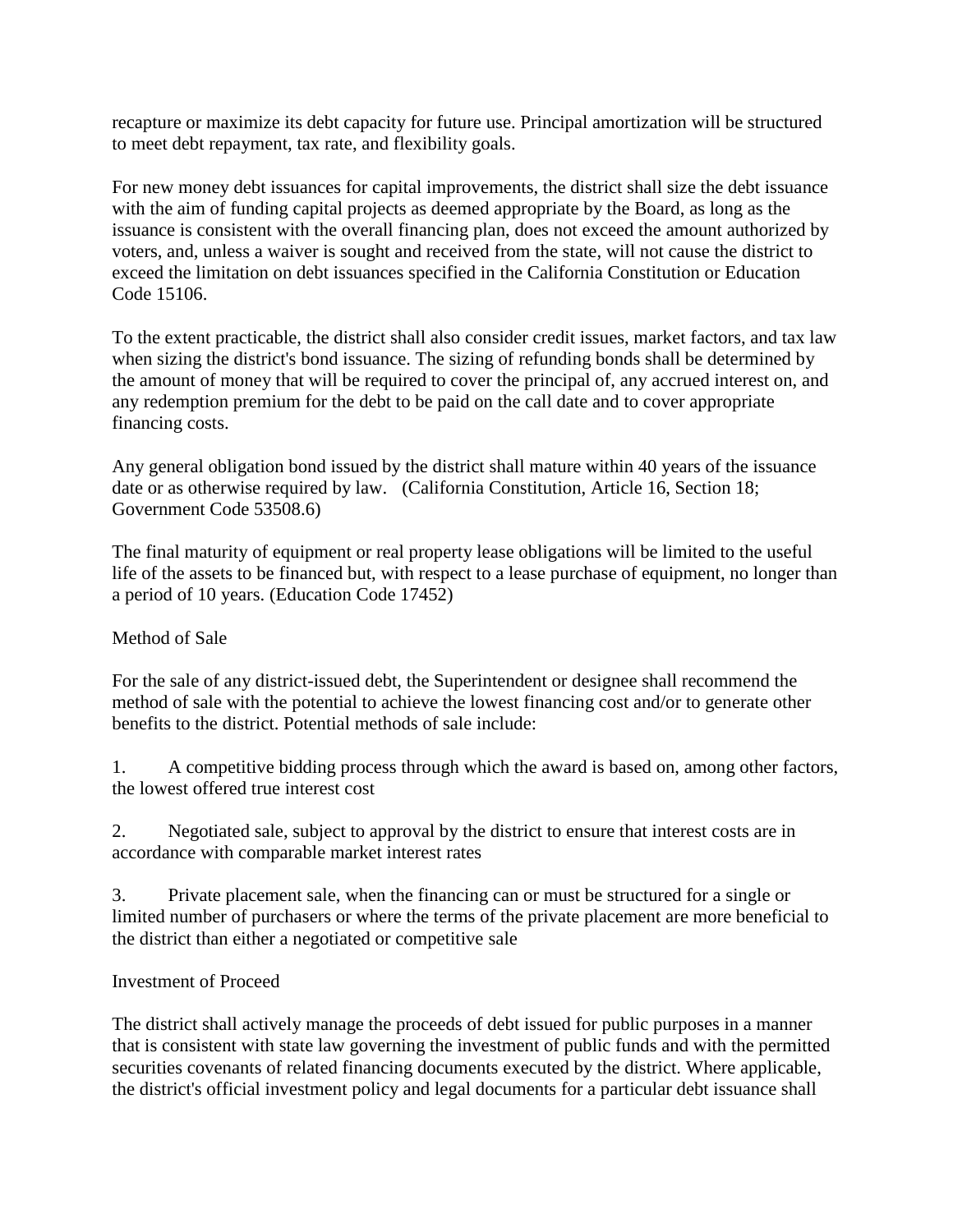recapture or maximize its debt capacity for future use. Principal amortization will be structured to meet debt repayment, tax rate, and flexibility goals.

For new money debt issuances for capital improvements, the district shall size the debt issuance with the aim of funding capital projects as deemed appropriate by the Board, as long as the issuance is consistent with the overall financing plan, does not exceed the amount authorized by voters, and, unless a waiver is sought and received from the state, will not cause the district to exceed the limitation on debt issuances specified in the California Constitution or Education Code 15106.

To the extent practicable, the district shall also consider credit issues, market factors, and tax law when sizing the district's bond issuance. The sizing of refunding bonds shall be determined by the amount of money that will be required to cover the principal of, any accrued interest on, and any redemption premium for the debt to be paid on the call date and to cover appropriate financing costs.

Any general obligation bond issued by the district shall mature within 40 years of the issuance date or as otherwise required by law. (California Constitution, Article 16, Section 18; Government Code 53508.6)

The final maturity of equipment or real property lease obligations will be limited to the useful life of the assets to be financed but, with respect to a lease purchase of equipment, no longer than a period of 10 years. (Education Code 17452)

## Method of Sale

For the sale of any district-issued debt, the Superintendent or designee shall recommend the method of sale with the potential to achieve the lowest financing cost and/or to generate other benefits to the district. Potential methods of sale include:

1. A competitive bidding process through which the award is based on, among other factors, the lowest offered true interest cost

2. Negotiated sale, subject to approval by the district to ensure that interest costs are in accordance with comparable market interest rates

3. Private placement sale, when the financing can or must be structured for a single or limited number of purchasers or where the terms of the private placement are more beneficial to the district than either a negotiated or competitive sale

## Investment of Proceed

The district shall actively manage the proceeds of debt issued for public purposes in a manner that is consistent with state law governing the investment of public funds and with the permitted securities covenants of related financing documents executed by the district. Where applicable, the district's official investment policy and legal documents for a particular debt issuance shall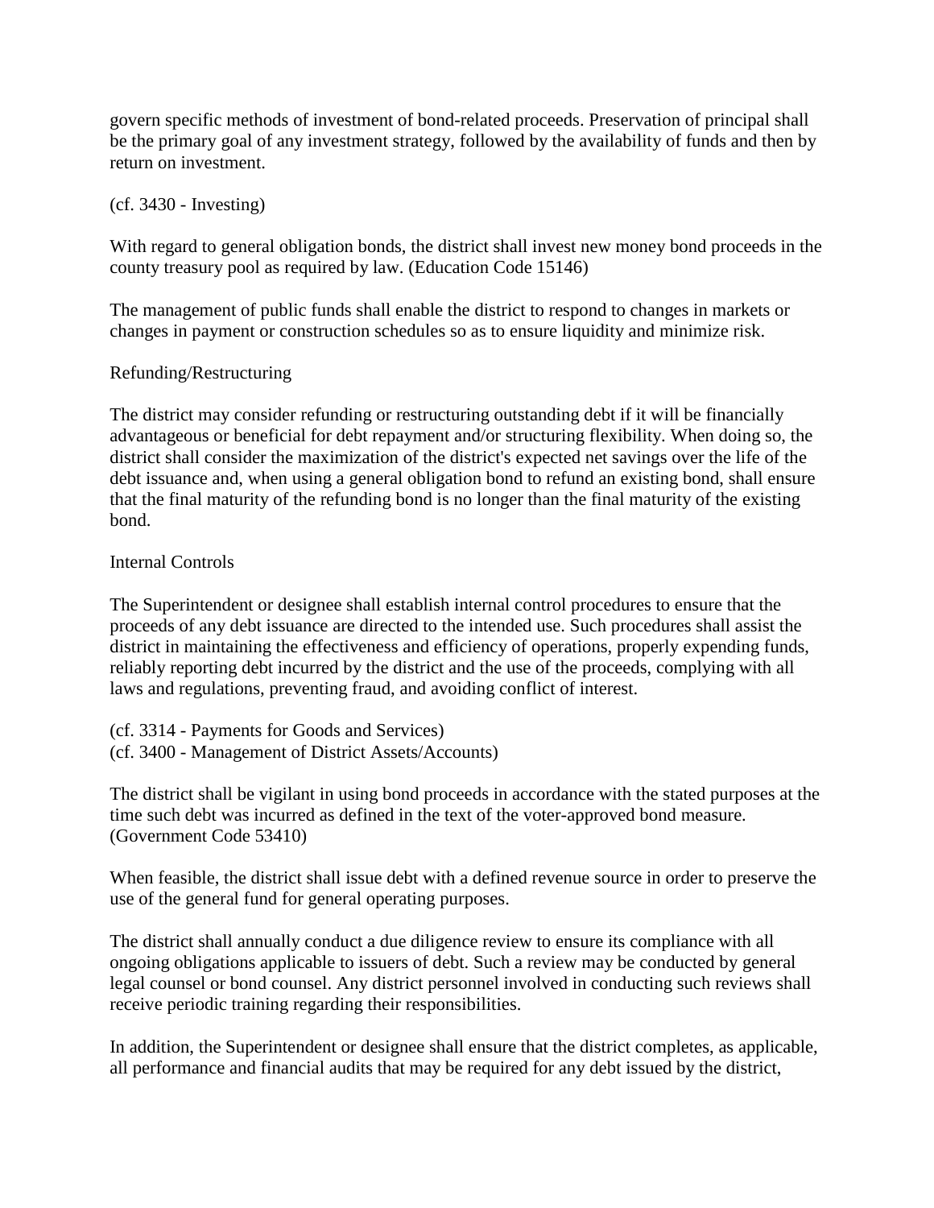govern specific methods of investment of bond-related proceeds. Preservation of principal shall be the primary goal of any investment strategy, followed by the availability of funds and then by return on investment.

(cf. 3430 - Investing)

With regard to general obligation bonds, the district shall invest new money bond proceeds in the county treasury pool as required by law. (Education Code 15146)

The management of public funds shall enable the district to respond to changes in markets or changes in payment or construction schedules so as to ensure liquidity and minimize risk.

Refunding/Restructuring

The district may consider refunding or restructuring outstanding debt if it will be financially advantageous or beneficial for debt repayment and/or structuring flexibility. When doing so, the district shall consider the maximization of the district's expected net savings over the life of the debt issuance and, when using a general obligation bond to refund an existing bond, shall ensure that the final maturity of the refunding bond is no longer than the final maturity of the existing bond.

Internal Controls

The Superintendent or designee shall establish internal control procedures to ensure that the proceeds of any debt issuance are directed to the intended use. Such procedures shall assist the district in maintaining the effectiveness and efficiency of operations, properly expending funds, reliably reporting debt incurred by the district and the use of the proceeds, complying with all laws and regulations, preventing fraud, and avoiding conflict of interest.

(cf. 3314 - Payments for Goods and Services)
(cf. 3400 - Management of District Assets/Accounts)

The district shall be vigilant in using bond proceeds in accordance with the stated purposes at the time such debt was incurred as defined in the text of the voter-approved bond measure. (Government Code 53410)

When feasible, the district shall issue debt with a defined revenue source in order to preserve the use of the general fund for general operating purposes.

The district shall annually conduct a due diligence review to ensure its compliance with all ongoing obligations applicable to issuers of debt. Such a review may be conducted by general legal counsel or bond counsel. Any district personnel involved in conducting such reviews shall receive periodic training regarding their responsibilities.

In addition, the Superintendent or designee shall ensure that the district completes, as applicable, all performance and financial audits that may be required for any debt issued by the district,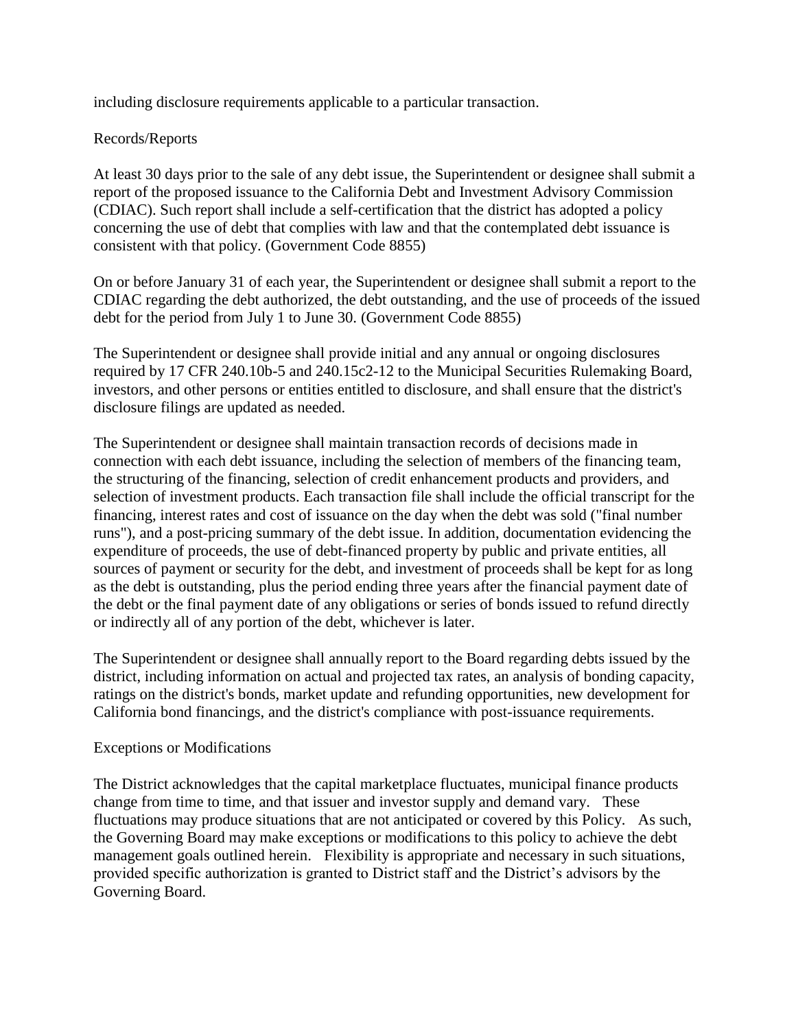including disclosure requirements applicable to a particular transaction.

## Records/Reports

At least 30 days prior to the sale of any debt issue, the Superintendent or designee shall submit a report of the proposed issuance to the California Debt and Investment Advisory Commission (CDIAC). Such report shall include a self-certification that the district has adopted a policy concerning the use of debt that complies with law and that the contemplated debt issuance is consistent with that policy. (Government Code 8855)

On or before January 31 of each year, the Superintendent or designee shall submit a report to the CDIAC regarding the debt authorized, the debt outstanding, and the use of proceeds of the issued debt for the period from July 1 to June 30. (Government Code 8855)

The Superintendent or designee shall provide initial and any annual or ongoing disclosures required by 17 CFR 240.10b-5 and 240.15c2-12 to the Municipal Securities Rulemaking Board, investors, and other persons or entities entitled to disclosure, and shall ensure that the district's disclosure filings are updated as needed.

The Superintendent or designee shall maintain transaction records of decisions made in connection with each debt issuance, including the selection of members of the financing team, the structuring of the financing, selection of credit enhancement products and providers, and selection of investment products. Each transaction file shall include the official transcript for the financing, interest rates and cost of issuance on the day when the debt was sold ("final number runs"), and a post-pricing summary of the debt issue. In addition, documentation evidencing the expenditure of proceeds, the use of debt-financed property by public and private entities, all sources of payment or security for the debt, and investment of proceeds shall be kept for as long as the debt is outstanding, plus the period ending three years after the financial payment date of the debt or the final payment date of any obligations or series of bonds issued to refund directly or indirectly all of any portion of the debt, whichever is later.

The Superintendent or designee shall annually report to the Board regarding debts issued by the district, including information on actual and projected tax rates, an analysis of bonding capacity, ratings on the district's bonds, market update and refunding opportunities, new development for California bond financings, and the district's compliance with post-issuance requirements.

## Exceptions or Modifications

The District acknowledges that the capital marketplace fluctuates, municipal finance products change from time to time, and that issuer and investor supply and demand vary. These fluctuations may produce situations that are not anticipated or covered by this Policy. As such, the Governing Board may make exceptions or modifications to this policy to achieve the debt management goals outlined herein. Flexibility is appropriate and necessary in such situations, provided specific authorization is granted to District staff and the District's advisors by the Governing Board.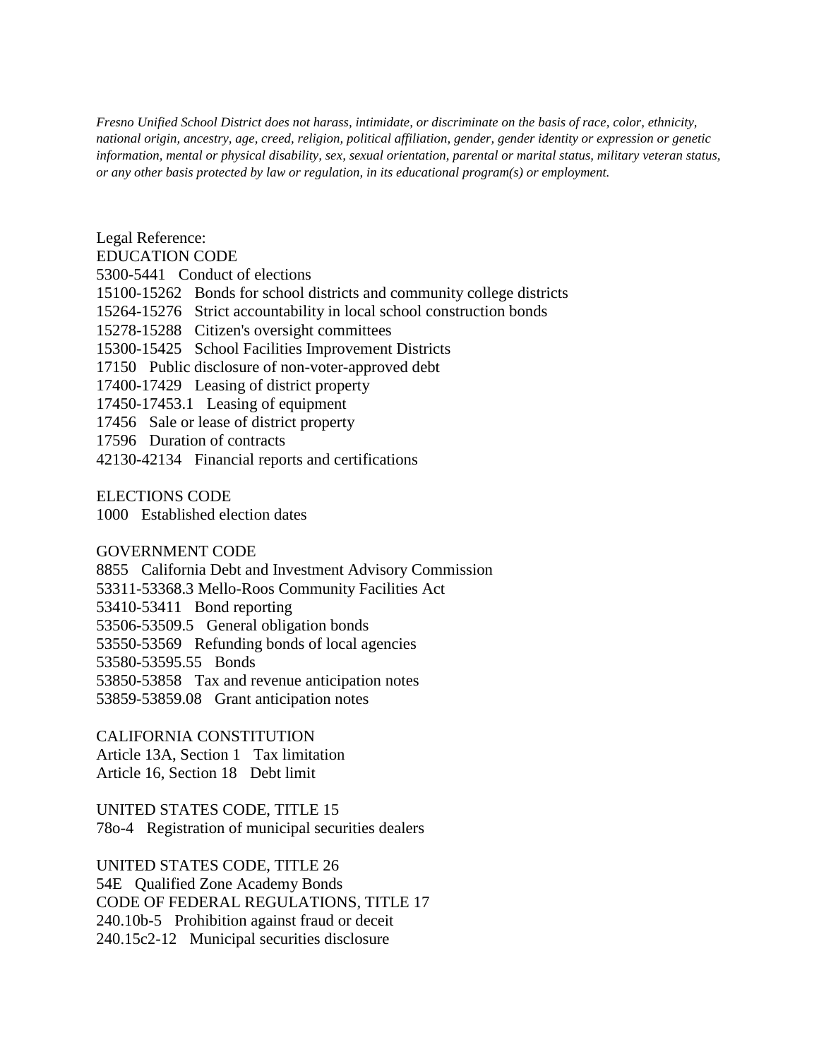*Fresno Unified School District does not harass, intimidate, or discriminate on the basis of race, color, ethnicity, national origin, ancestry, age, creed, religion, political affiliation, gender, gender identity or expression or genetic information, mental or physical disability, sex, sexual orientation, parental or marital status, military veteran status, or any other basis protected by law or regulation, in its educational program(s) or employment.*

Legal Reference:

EDUCATION CODE
5300-5441 Conduct of elections
15100-15262 Bonds for school districts and community college districts
15264-15276 Strict accountability in local school construction bonds
15278-15288 Citizen's oversight committees
15300-15425 School Facilities Improvement Districts
17150 Public disclosure of non-voter-approved debt
17400-17429 Leasing of district property
17450-17453.1 Leasing of equipment
17456 Sale or lease of district property
17596 Duration of contracts
42130-42134 Financial reports and certifications

ELECTIONS CODE
1000 Established election dates

GOVERNMENT CODE
8855 California Debt and Investment Advisory Commission
53311-53368.3 Mello-Roos Community Facilities Act
53410-53411 Bond reporting
53506-53509.5 General obligation bonds
53550-53569 Refunding bonds of local agencies
53580-53595.55 Bonds
53850-53858 Tax and revenue anticipation notes
53859-53859.08 Grant anticipation notes

CALIFORNIA CONSTITUTION
Article 13A, Section 1 Tax limitation
Article 16, Section 18 Debt limit

UNITED STATES CODE, TITLE 15
78o-4 Registration of municipal securities dealers

UNITED STATES CODE, TITLE 26
54E Qualified Zone Academy Bonds

CODE OF FEDERAL REGULATIONS, TITLE 17
240.10b-5 Prohibition against fraud or deceit
240.15c2-12 Municipal securities disclosure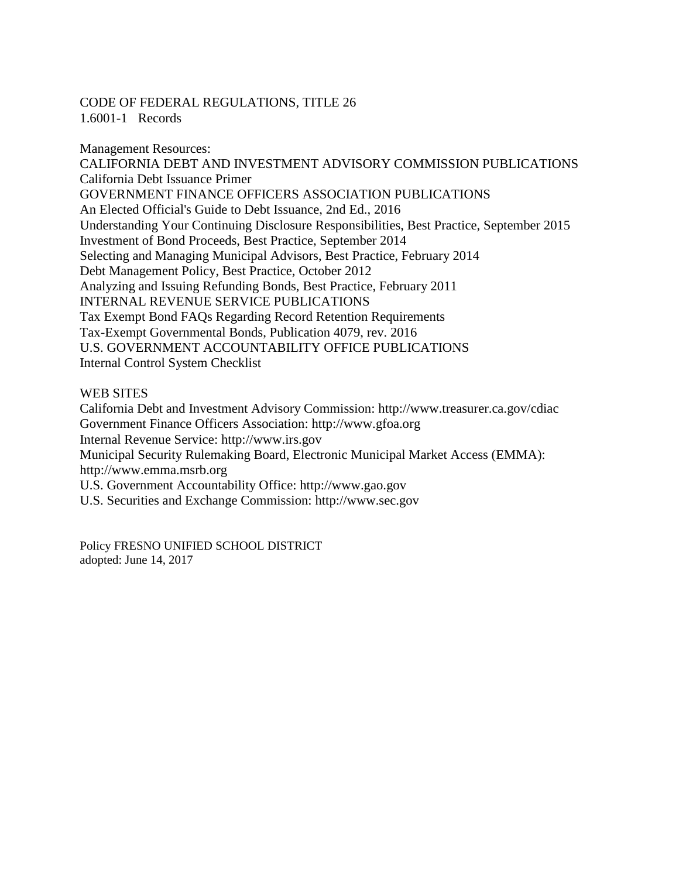CODE OF FEDERAL REGULATIONS, TITLE 26
1.6001-1 Records

Management Resources:
CALIFORNIA DEBT AND INVESTMENT ADVISORY COMMISSION PUBLICATIONS
California Debt Issuance Primer
GOVERNMENT FINANCE OFFICERS ASSOCIATION PUBLICATIONS
An Elected Official's Guide to Debt Issuance, 2nd Ed., 2016
Understanding Your Continuing Disclosure Responsibilities, Best Practice, September 2015
Investment of Bond Proceeds, Best Practice, September 2014
Selecting and Managing Municipal Advisors, Best Practice, February 2014
Debt Management Policy, Best Practice, October 2012
Analyzing and Issuing Refunding Bonds, Best Practice, February 2011
INTERNAL REVENUE SERVICE PUBLICATIONS
Tax Exempt Bond FAQs Regarding Record Retention Requirements
Tax-Exempt Governmental Bonds, Publication 4079, rev. 2016
U.S. GOVERNMENT ACCOUNTABILITY OFFICE PUBLICATIONS
Internal Control System Checklist

WEB SITES
California Debt and Investment Advisory Commission: http://www.treasurer.ca.gov/cdiac
Government Finance Officers Association: http://www.gfoa.org
Internal Revenue Service: http://www.irs.gov
Municipal Security Rulemaking Board, Electronic Municipal Market Access (EMMA): http://www.emma.msrb.org
U.S. Government Accountability Office: http://www.gao.gov
U.S. Securities and Exchange Commission: http://www.sec.gov

Policy FRESNO UNIFIED SCHOOL DISTRICT
adopted: June 14, 2017